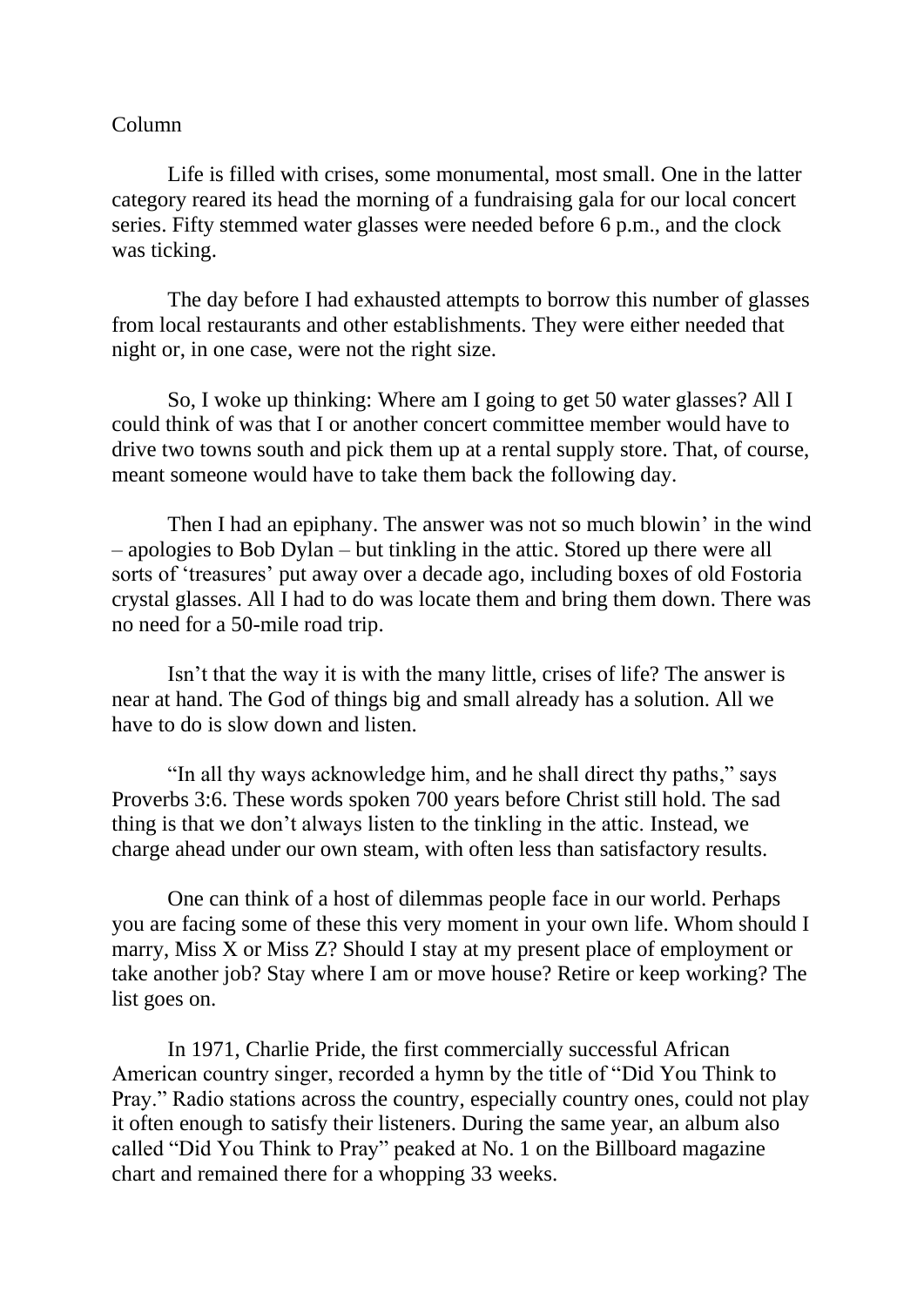Column

Life is filled with crises, some monumental, most small. One in the latter category reared its head the morning of a fundraising gala for our local concert series. Fifty stemmed water glasses were needed before 6 p.m., and the clock was ticking.

The day before I had exhausted attempts to borrow this number of glasses from local restaurants and other establishments. They were either needed that night or, in one case, were not the right size.

So, I woke up thinking: Where am I going to get 50 water glasses? All I could think of was that I or another concert committee member would have to drive two towns south and pick them up at a rental supply store. That, of course, meant someone would have to take them back the following day.

Then I had an epiphany. The answer was not so much blowin' in the wind – apologies to Bob Dylan – but tinkling in the attic. Stored up there were all sorts of 'treasures' put away over a decade ago, including boxes of old Fostoria crystal glasses. All I had to do was locate them and bring them down. There was no need for a 50-mile road trip.

Isn't that the way it is with the many little, crises of life? The answer is near at hand. The God of things big and small already has a solution. All we have to do is slow down and listen.

"In all thy ways acknowledge him, and he shall direct thy paths," says Proverbs 3:6. These words spoken 700 years before Christ still hold. The sad thing is that we don't always listen to the tinkling in the attic. Instead, we charge ahead under our own steam, with often less than satisfactory results.

One can think of a host of dilemmas people face in our world. Perhaps you are facing some of these this very moment in your own life. Whom should I marry, Miss X or Miss Z? Should I stay at my present place of employment or take another job? Stay where I am or move house? Retire or keep working? The list goes on.

In 1971, Charlie Pride, the first commercially successful African American country singer, recorded a hymn by the title of "Did You Think to Pray." Radio stations across the country, especially country ones, could not play it often enough to satisfy their listeners. During the same year, an album also called "Did You Think to Pray" peaked at No. 1 on the Billboard magazine chart and remained there for a whopping 33 weeks.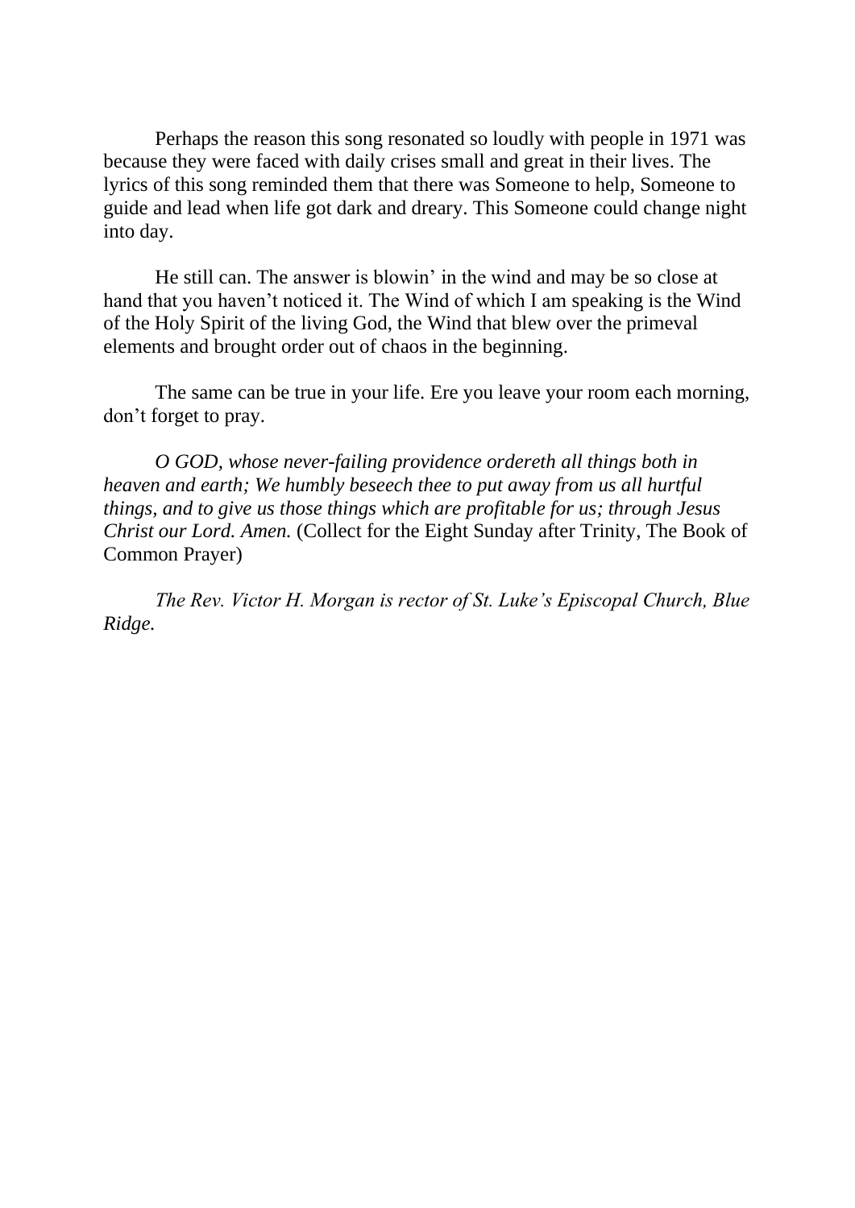Perhaps the reason this song resonated so loudly with people in 1971 was because they were faced with daily crises small and great in their lives. The lyrics of this song reminded them that there was Someone to help, Someone to guide and lead when life got dark and dreary. This Someone could change night into day.

He still can. The answer is blowin' in the wind and may be so close at hand that you haven't noticed it. The Wind of which I am speaking is the Wind of the Holy Spirit of the living God, the Wind that blew over the primeval elements and brought order out of chaos in the beginning.

The same can be true in your life. Ere you leave your room each morning, don't forget to pray.

*O GOD, whose never-failing providence ordereth all things both in heaven and earth; We humbly beseech thee to put away from us all hurtful things, and to give us those things which are profitable for us; through Jesus Christ our Lord. Amen.* (Collect for the Eight Sunday after Trinity, The Book of Common Prayer)

*The Rev. Victor H. Morgan is rector of St. Luke's Episcopal Church, Blue Ridge.*